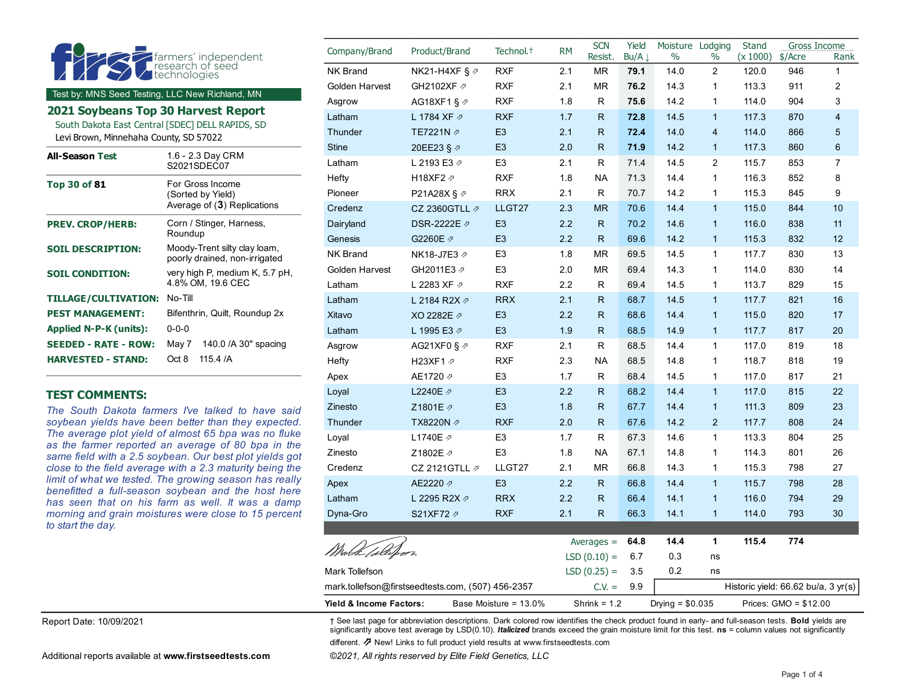**first** farmers' independent research of seed technologies

Test by: MNS Seed Testing, LLC New Richland, MN

## 2021 Soybeans Top 30 Harvest Report

South Dakota East Central [SDEC] DELL RAPIDS, SD

Levi Brown, Minnehaha County, SD 57022

| | |
|---|---|
| **All-Season Test** | 1.6 - 2.3 Day CRM S2021SDEC07 |
| **Top 30 of 81** | For Gross Income (Sorted by Yield) Average of (**3**) Replications |
| **PREV. CROP/HERB:** | Corn / Stinger, Harness, Roundup |
| **SOIL DESCRIPTION:** | Moody-Trent silty clay loam, poorly drained, non-irrigated |
| **SOIL CONDITION:** | very high P, medium K, 5.7 pH, 4.8% OM, 19.6 CEC |
| **TILLAGE/CULTIVATION:** | No-Till |
| **PEST MANAGEMENT:** | Bifenthrin, Quilt, Roundup 2x |
| **Applied N-P-K (units):** | 0-0-0 |
| **SEEDED - RATE - ROW:** | May 7 140.0 /A 30" spacing |
| **HARVESTED - STAND:** | Oct 8 115.4 /A |

## TEST COMMENTS:

*The South Dakota farmers I've talked to have said soybean yields have been better than they expected. The average plot yield of almost 65 bpa was no fluke as the farmer reported an average of 80 bpa in the same field with a 2.5 soybean. Our best plot yields got close to the field average with a 2.3 maturity being the limit of what we tested. The growing season has really benefitted a full-season soybean and the host here has seen that on his farm as well. It was a damp morning and grain moistures were close to 15 percent to start the day.*

| Company/Brand | Product/Brand | Technol.† | RM | SCN Resist. | Yield Bu/A ↓ | Moisture % | Lodging % | Stand (x 1000) | Gross Income $/Acre | Rank |
|---|---|---|---|---|---|---|---|---|---|---|
| NK Brand | NK21-H4XF § ⇗ | RXF | 2.1 | MR | **79.1** | 14.0 | 2 | 120.0 | 946 | 1 |
| Golden Harvest | GH2102XF ⇗ | RXF | 2.1 | MR | **76.2** | 14.3 | 1 | 113.3 | 911 | 2 |
| Asgrow | AG18XF1 § ⇗ | RXF | 1.8 | R | **75.6** | 14.2 | 1 | 114.0 | 904 | 3 |
| Latham | L 1784 XF ⇗ | RXF | 1.7 | R | **72.8** | 14.5 | 1 | 117.3 | 870 | 4 |
| Thunder | TE7221N ⇗ | E3 | 2.1 | R | **72.4** | 14.0 | 4 | 114.0 | 866 | 5 |
| Stine | 20EE23 § ⇗ | E3 | 2.0 | R | **71.9** | 14.2 | 1 | 117.3 | 860 | 6 |
| Latham | L 2193 E3 ⇗ | E3 | 2.1 | R | 71.4 | 14.5 | 2 | 115.7 | 853 | 7 |
| Hefty | H18XF2 ⇗ | RXF | 1.8 | NA | 71.3 | 14.4 | 1 | 116.3 | 852 | 8 |
| Pioneer | P21A28X § ⇗ | RRX | 2.1 | R | 70.7 | 14.2 | 1 | 115.3 | 845 | 9 |
| Credenz | CZ 2360GTLL ⇗ | LLGT27 | 2.3 | MR | 70.6 | 14.4 | 1 | 115.0 | 844 | 10 |
| Dairyland | DSR-2222E ⇗ | E3 | 2.2 | R | 70.2 | 14.6 | 1 | 116.0 | 838 | 11 |
| Genesis | G2260E ⇗ | E3 | 2.2 | R | 69.6 | 14.2 | 1 | 115.3 | 832 | 12 |
| NK Brand | NK18-J7E3 ⇗ | E3 | 1.8 | MR | 69.5 | 14.5 | 1 | 117.7 | 830 | 13 |
| Golden Harvest | GH2011E3 ⇗ | E3 | 2.0 | MR | 69.4 | 14.3 | 1 | 114.0 | 830 | 14 |
| Latham | L 2283 XF ⇗ | RXF | 2.2 | R | 69.4 | 14.5 | 1 | 113.7 | 829 | 15 |
| Latham | L 2184 R2X ⇗ | RRX | 2.1 | R | 68.7 | 14.5 | 1 | 117.7 | 821 | 16 |
| Xitavo | XO 2282E ⇗ | E3 | 2.2 | R | 68.6 | 14.4 | 1 | 115.0 | 820 | 17 |
| Latham | L 1995 E3 ⇗ | E3 | 1.9 | R | 68.5 | 14.9 | 1 | 117.7 | 817 | 20 |
| Asgrow | AG21XF0 § ⇗ | RXF | 2.1 | R | 68.5 | 14.4 | 1 | 117.0 | 819 | 18 |
| Hefty | H23XF1 ⇗ | RXF | 2.3 | NA | 68.5 | 14.8 | 1 | 118.7 | 818 | 19 |
| Apex | AE1720 ⇗ | E3 | 1.7 | R | 68.4 | 14.5 | 1 | 117.0 | 817 | 21 |
| Loyal | L2240E ⇗ | E3 | 2.2 | R | 68.2 | 14.4 | 1 | 117.0 | 815 | 22 |
| Zinesto | Z1801E ⇗ | E3 | 1.8 | R | 67.7 | 14.4 | 1 | 111.3 | 809 | 23 |
| Thunder | TX8220N ⇗ | RXF | 2.0 | R | 67.6 | 14.2 | 2 | 117.7 | 808 | 24 |
| Loyal | L1740E ⇗ | E3 | 1.7 | R | 67.3 | 14.6 | 1 | 113.3 | 804 | 25 |
| Zinesto | Z1802E ⇗ | E3 | 1.8 | NA | 67.1 | 14.8 | 1 | 114.3 | 801 | 26 |
| Credenz | CZ 2121GTLL ⇗ | LLGT27 | 2.1 | MR | 66.8 | 14.3 | 1 | 115.3 | 798 | 27 |
| Apex | AE2220 ⇗ | E3 | 2.2 | R | 66.8 | 14.4 | 1 | 115.7 | 798 | 28 |
| Latham | L 2295 R2X ⇗ | RRX | 2.2 | R | 66.4 | 14.1 | 1 | 116.0 | 794 | 29 |
| Dyna-Gro | S21XF72 ⇗ | RXF | 2.1 | R | 66.3 | 14.1 | 1 | 114.0 | 793 | 30 |
| | | | | Averages = | **64.8** | **14.4** | **1** | **115.4** | **774** | |
| | | | | LSD (0.10) = | 6.7 | 0.3 | ns | | | |
| | | | | LSD (0.25) = | 3.5 | 0.2 | ns | | | |
| | | | | C.V. = | 9.9 | | | Historic yield: 66.62 bu/a, 3 yr(s) | | |

Mark Tollefson

mark.tollefson@firstseedtests.com, (507) 456-2357

**Yield & Income Factors:** Base Moisture = 13.0% Shrink = 1.2 Drying = $0.035 Prices: GMO = $12.00

Report Date: 10/09/2021

† See last page for abbreviation descriptions. Dark colored row identifies the check product found in early- and full-season tests. **Bold** yields are significantly above test average by LSD(0.10). ***Italicized*** brands exceed the grain moisture limit for this test. **ns** = column values not significantly different. ⇗ New! Links to full product yield results at www.firstseedtests.com

Additional reports available at **www.firstseedtests.com**

*©2021, All rights reserved by Elite Field Genetics, LLC*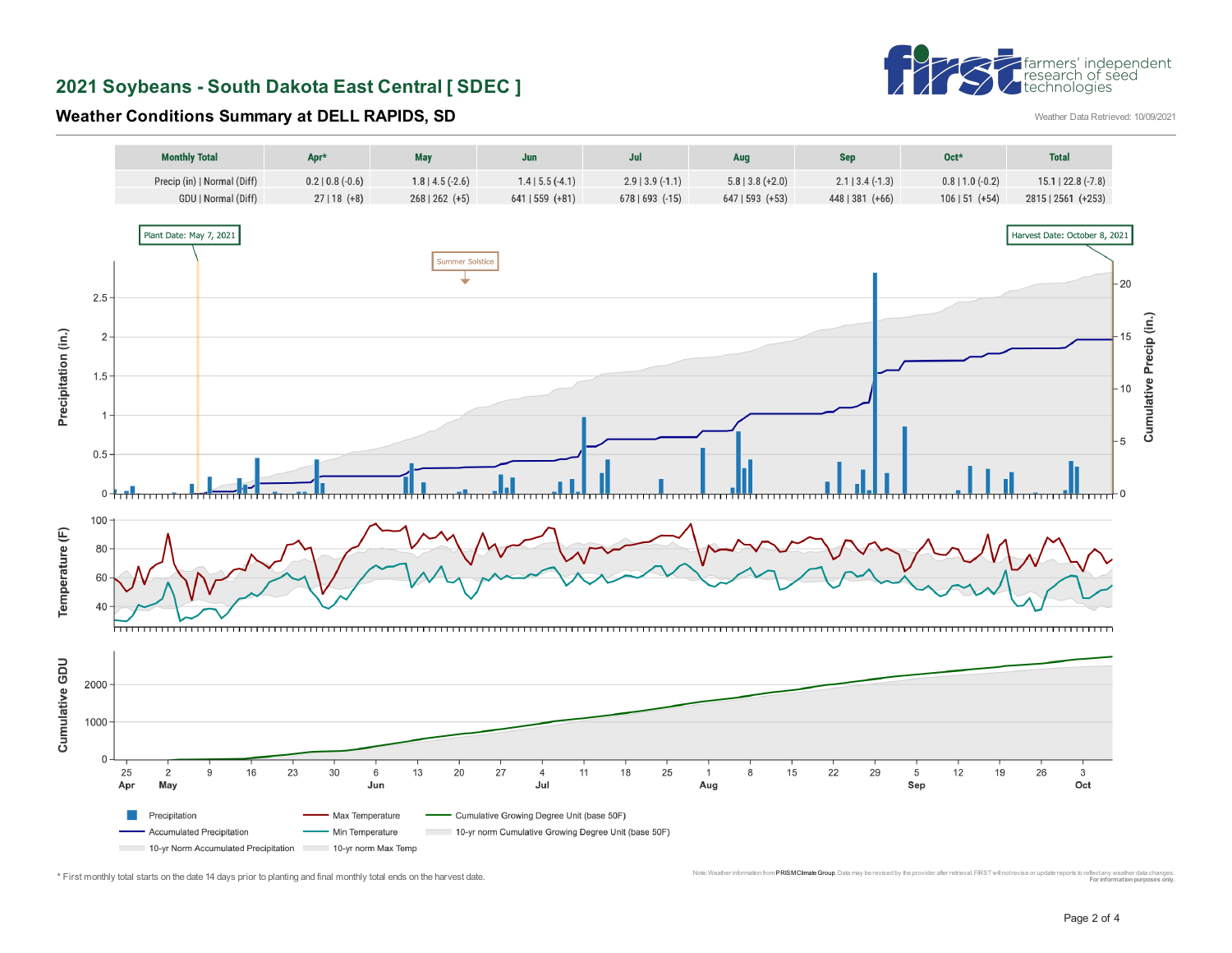# 2021 Soybeans - South Dakota East Central [ SDEC ]

## Weather Conditions Summary at DELL RAPIDS, SD

Weather Data Retrieved: 10/09/2021

| Monthly Total | Apr* | May | Jun | Jul | Aug | Sep | Oct* | Total |
|---|---|---|---|---|---|---|---|---|
| Precip (in) \| Normal (Diff) | 0.2 \| 0.8 (-0.6) | 1.8 \| 4.5 (-2.6) | 1.4 \| 5.5 (-4.1) | 2.9 \| 3.9 (-1.1) | 5.8 \| 3.8 (+2.0) | 2.1 \| 3.4 (-1.3) | 0.8 \| 1.0 (-0.2) | 15.1 \| 22.8 (-7.8) |
| GDU \| Normal (Diff) | 27 \| 18 (+8) | 268 \| 262 (+5) | 641 \| 559 (+81) | 678 \| 693 (-15) | 647 \| 593 (+53) | 448 \| 381 (+66) | 106 \| 51 (+54) | 2815 \| 2561 (+253) |

Plant Date: May 7, 2021

Harvest Date: October 8, 2021

Summer Solstice

Legend: Precipitation; Accumulated Precipitation; 10-yr Norm Accumulated Precipitation; Max Temperature; Min Temperature; 10-yr norm Max Temp; Cumulative Growing Degree Unit (base 50F); 10-yr norm Cumulative Growing Degree Unit (base 50F)

\* First monthly total starts on the date 14 days prior to planting and final monthly total ends on the harvest date.

Note: Weather information from PRISM Climate Group. Data may be revised by the provider after retrieval. FIRST will not revise or update reports to reflect any weather data changes. For information purposes only.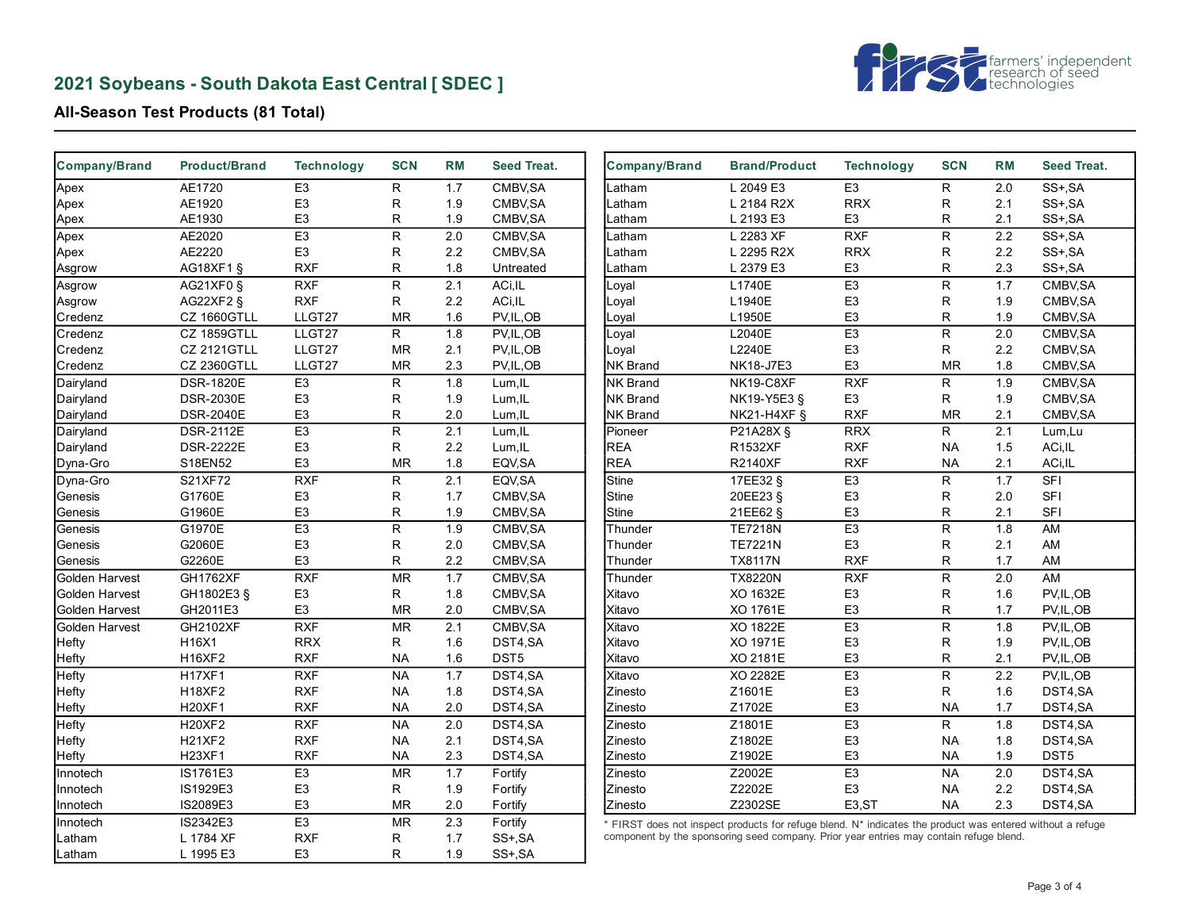## 2021 Soybeans - South Dakota East Central [ SDEC ]

farmers' independent research of seed technologies

### All-Season Test Products (81 Total)

| Company/Brand | Product/Brand | Technology | SCN | RM | Seed Treat. |
|---|---|---|---|---|---|
| Apex | AE1720 | E3 | R | 1.7 | CMBV,SA |
| Apex | AE1920 | E3 | R | 1.9 | CMBV,SA |
| Apex | AE1930 | E3 | R | 1.9 | CMBV,SA |
| Apex | AE2020 | E3 | R | 2.0 | CMBV,SA |
| Apex | AE2220 | E3 | R | 2.2 | CMBV,SA |
| Asgrow | AG18XF1 § | RXF | R | 1.8 | Untreated |
| Asgrow | AG21XF0 § | RXF | R | 2.1 | ACi,IL |
| Asgrow | AG22XF2 § | RXF | R | 2.2 | ACi,IL |
| Credenz | CZ 1660GTLL | LLGT27 | MR | 1.6 | PV,IL,OB |
| Credenz | CZ 1859GTLL | LLGT27 | R | 1.8 | PV,IL,OB |
| Credenz | CZ 2121GTLL | LLGT27 | MR | 2.1 | PV,IL,OB |
| Credenz | CZ 2360GTLL | LLGT27 | MR | 2.3 | PV,IL,OB |
| Dairyland | DSR-1820E | E3 | R | 1.8 | Lum,IL |
| Dairyland | DSR-2030E | E3 | R | 1.9 | Lum,IL |
| Dairyland | DSR-2040E | E3 | R | 2.0 | Lum,IL |
| Dairyland | DSR-2112E | E3 | R | 2.1 | Lum,IL |
| Dairyland | DSR-2222E | E3 | R | 2.2 | Lum,IL |
| Dyna-Gro | S18EN52 | E3 | MR | 1.8 | EQV,SA |
| Dyna-Gro | S21XF72 | RXF | R | 2.1 | EQV,SA |
| Genesis | G1760E | E3 | R | 1.7 | CMBV,SA |
| Genesis | G1960E | E3 | R | 1.9 | CMBV,SA |
| Genesis | G1970E | E3 | R | 1.9 | CMBV,SA |
| Genesis | G2060E | E3 | R | 2.0 | CMBV,SA |
| Genesis | G2260E | E3 | R | 2.2 | CMBV,SA |
| Golden Harvest | GH1762XF | RXF | MR | 1.7 | CMBV,SA |
| Golden Harvest | GH1802E3 § | E3 | R | 1.8 | CMBV,SA |
| Golden Harvest | GH2011E3 | E3 | MR | 2.0 | CMBV,SA |
| Golden Harvest | GH2102XF | RXF | MR | 2.1 | CMBV,SA |
| Hefty | H16X1 | RRX | R | 1.6 | DST4,SA |
| Hefty | H16XF2 | RXF | NA | 1.6 | DST5 |
| Hefty | H17XF1 | RXF | NA | 1.7 | DST4,SA |
| Hefty | H18XF2 | RXF | NA | 1.8 | DST4,SA |
| Hefty | H20XF1 | RXF | NA | 2.0 | DST4,SA |
| Hefty | H20XF2 | RXF | NA | 2.0 | DST4,SA |
| Hefty | H21XF2 | RXF | NA | 2.1 | DST4,SA |
| Hefty | H23XF1 | RXF | NA | 2.3 | DST4,SA |
| Innotech | IS1761E3 | E3 | MR | 1.7 | Fortify |
| Innotech | IS1929E3 | E3 | R | 1.9 | Fortify |
| Innotech | IS2089E3 | E3 | MR | 2.0 | Fortify |
| Innotech | IS2342E3 | E3 | MR | 2.3 | Fortify |
| Latham | L 1784 XF | RXF | R | 1.7 | SS+,SA |
| Latham | L 1995 E3 | E3 | R | 1.9 | SS+,SA |

| Company/Brand | Brand/Product | Technology | SCN | RM | Seed Treat. |
|---|---|---|---|---|---|
| Latham | L 2049 E3 | E3 | R | 2.0 | SS+,SA |
| Latham | L 2184 R2X | RRX | R | 2.1 | SS+,SA |
| Latham | L 2193 E3 | E3 | R | 2.1 | SS+,SA |
| Latham | L 2283 XF | RXF | R | 2.2 | SS+,SA |
| Latham | L 2295 R2X | RRX | R | 2.2 | SS+,SA |
| Latham | L 2379 E3 | E3 | R | 2.3 | SS+,SA |
| Loyal | L1740E | E3 | R | 1.7 | CMBV,SA |
| Loyal | L1940E | E3 | R | 1.9 | CMBV,SA |
| Loyal | L1950E | E3 | R | 1.9 | CMBV,SA |
| Loyal | L2040E | E3 | R | 2.0 | CMBV,SA |
| Loyal | L2240E | E3 | R | 2.2 | CMBV,SA |
| NK Brand | NK18-J7E3 | E3 | MR | 1.8 | CMBV,SA |
| NK Brand | NK19-C8XF | RXF | R | 1.9 | CMBV,SA |
| NK Brand | NK19-Y5E3 § | E3 | R | 1.9 | CMBV,SA |
| NK Brand | NK21-H4XF § | RXF | MR | 2.1 | CMBV,SA |
| Pioneer | P21A28X § | RRX | R | 2.1 | Lum,Lu |
| REA | R1532XF | RXF | NA | 1.5 | ACi,IL |
| REA | R2140XF | RXF | NA | 2.1 | ACi,IL |
| Stine | 17EE32 § | E3 | R | 1.7 | SFI |
| Stine | 20EE23 § | E3 | R | 2.0 | SFI |
| Stine | 21EE62 § | E3 | R | 2.1 | SFI |
| Thunder | TE7218N | E3 | R | 1.8 | AM |
| Thunder | TE7221N | E3 | R | 2.1 | AM |
| Thunder | TX8117N | RXF | R | 1.7 | AM |
| Thunder | TX8220N | RXF | R | 2.0 | AM |
| Xitavo | XO 1632E | E3 | R | 1.6 | PV,IL,OB |
| Xitavo | XO 1761E | E3 | R | 1.7 | PV,IL,OB |
| Xitavo | XO 1822E | E3 | R | 1.8 | PV,IL,OB |
| Xitavo | XO 1971E | E3 | R | 1.9 | PV,IL,OB |
| Xitavo | XO 2181E | E3 | R | 2.1 | PV,IL,OB |
| Xitavo | XO 2282E | E3 | R | 2.2 | PV,IL,OB |
| Zinesto | Z1601E | E3 | R | 1.6 | DST4,SA |
| Zinesto | Z1702E | E3 | NA | 1.7 | DST4,SA |
| Zinesto | Z1801E | E3 | R | 1.8 | DST4,SA |
| Zinesto | Z1802E | E3 | NA | 1.8 | DST4,SA |
| Zinesto | Z1902E | E3 | NA | 1.9 | DST5 |
| Zinesto | Z2002E | E3 | NA | 2.0 | DST4,SA |
| Zinesto | Z2202E | E3 | NA | 2.2 | DST4,SA |
| Zinesto | Z2302SE | E3,ST | NA | 2.3 | DST4,SA |

* FIRST does not inspect products for refuge blend. N* indicates the product was entered without a refuge component by the sponsoring seed company. Prior year entries may contain refuge blend.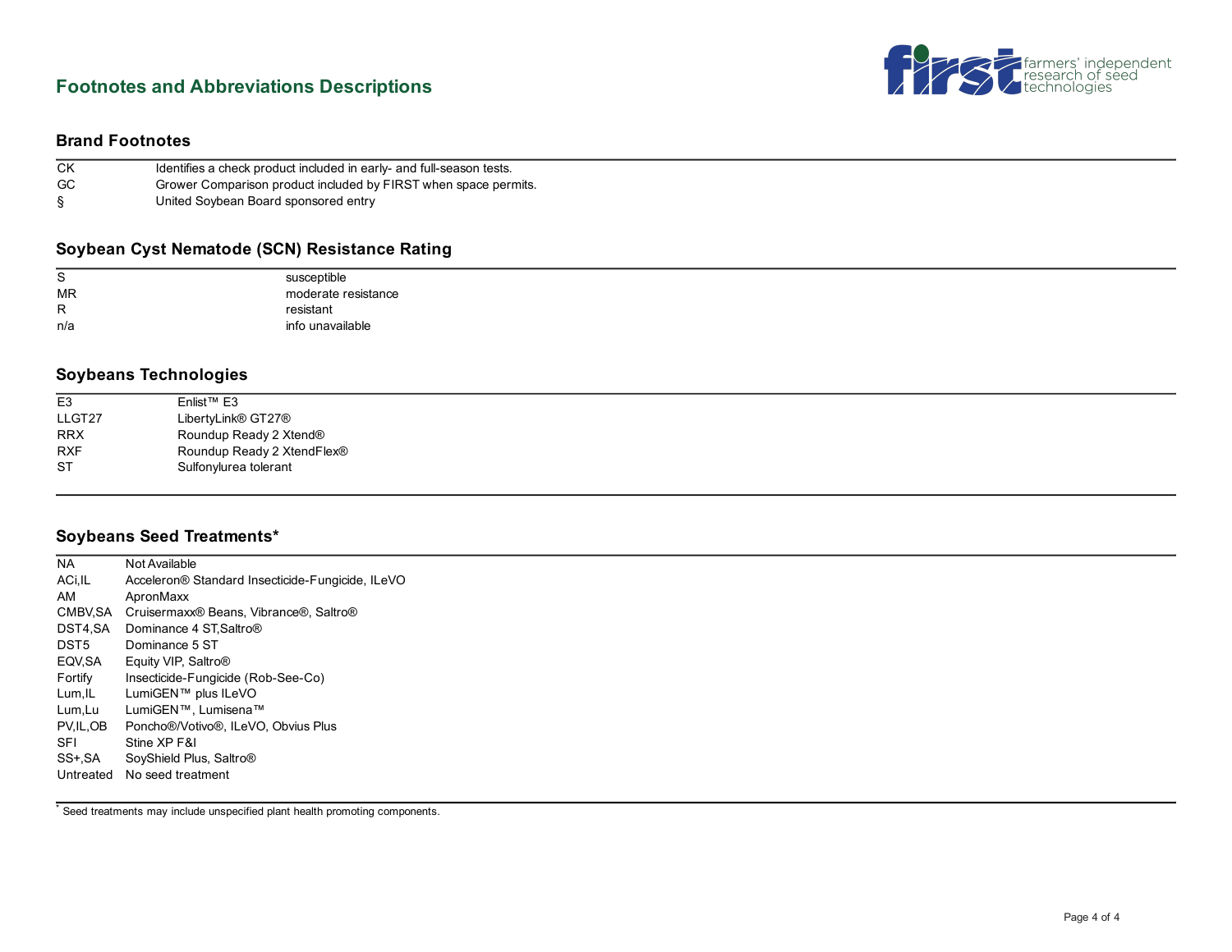## Footnotes and Abbreviations Descriptions

### Brand Footnotes

| | |
|---|---|
| CK | Identifies a check product included in early- and full-season tests. |
| GC | Grower Comparison product included by FIRST when space permits. |
| § | United Soybean Board sponsored entry |

### Soybean Cyst Nematode (SCN) Resistance Rating

| | |
|---|---|
| S | susceptible |
| MR | moderate resistance |
| R | resistant |
| n/a | info unavailable |

### Soybeans Technologies

| | |
|---|---|
| E3 | Enlist™ E3 |
| LLGT27 | LibertyLink® GT27® |
| RRX | Roundup Ready 2 Xtend® |
| RXF | Roundup Ready 2 XtendFlex® |
| ST | Sulfonylurea tolerant |

### Soybeans Seed Treatments*

| | |
|---|---|
| NA | Not Available |
| ACi,IL | Acceleron® Standard Insecticide-Fungicide, ILeVO |
| AM | ApronMaxx |
| CMBV,SA | Cruisermaxx® Beans, Vibrance®, Saltro® |
| DST4,SA | Dominance 4 ST,Saltro® |
| DST5 | Dominance 5 ST |
| EQV,SA | Equity VIP, Saltro® |
| Fortify | Insecticide-Fungicide (Rob-See-Co) |
| Lum,IL | LumiGEN™ plus ILeVO |
| Lum,Lu | LumiGEN™, Lumisena™ |
| PV,IL,OB | Poncho®/Votivo®, ILeVO, Obvius Plus |
| SFI | Stine XP F&I |
| SS+,SA | SoyShield Plus, Saltro® |
| Untreated | No seed treatment |

* Seed treatments may include unspecified plant health promoting components.